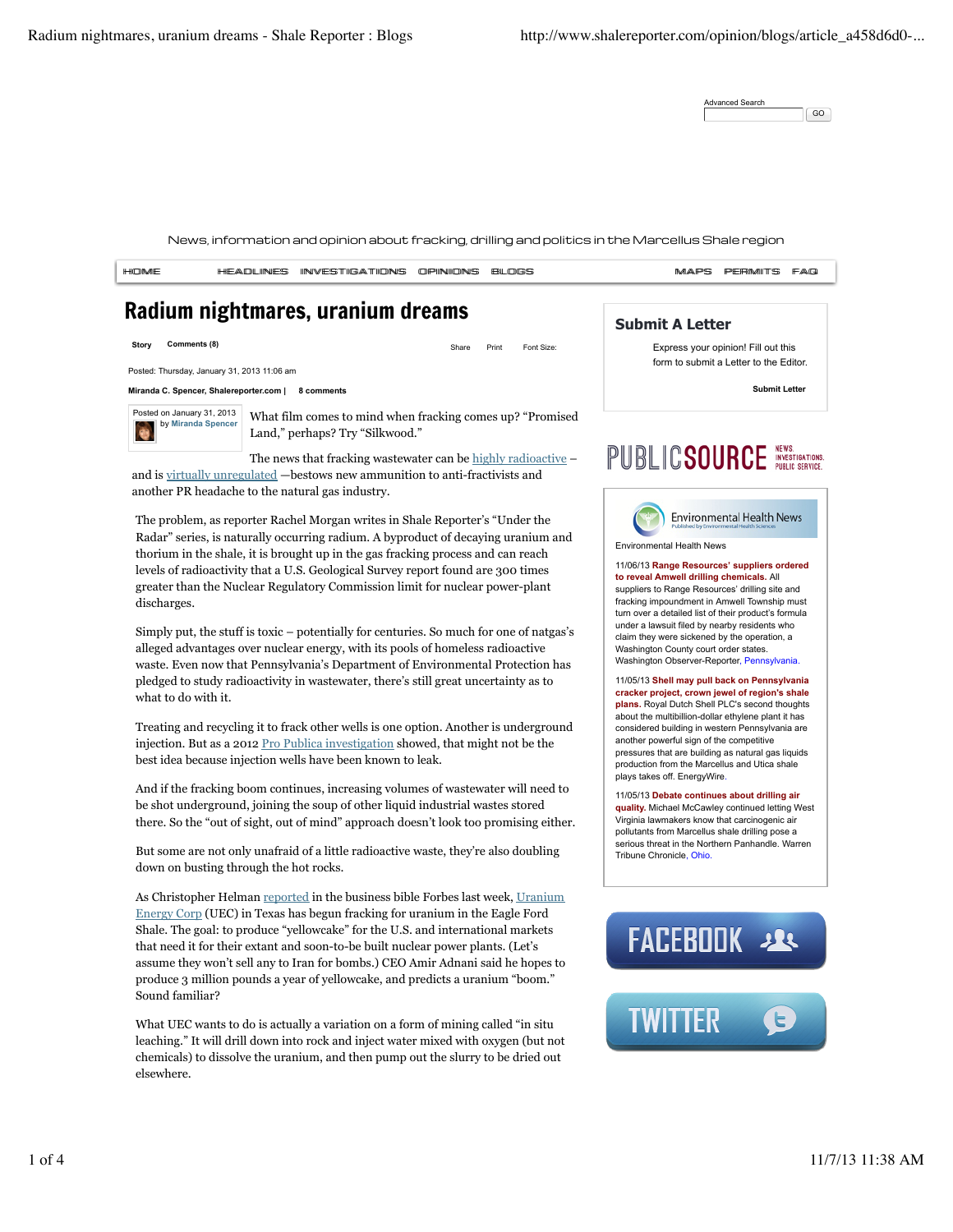News, information and opinion about fracking, drilling and politics in the Marcellus Shale region

HOME HEADLINES INVESTIGATIONS OPINIONS BLOGS MAPS PERMITS FAQ

# Radium nightmares, uranium dreams

Story Comments (8) Share Print Font Size:

Posted: Thursday, January 31, 2013 11:06 am

**Miranda C. Spencer, Shalereporter.com | 8 comments**

Posted on January 31, 2013 by Miranda Spencer

What film comes to mind when fracking comes up? "Promised Land," perhaps? Try "Silkwood."

The news that fracking wastewater can be highly radioactive – and is virtually unregulated —bestows new ammunition to anti-fractivists and another PR headache to the natural gas industry.

The problem, as reporter Rachel Morgan writes in Shale Reporter's "Under the Radar" series, is naturally occurring radium. A byproduct of decaying uranium and thorium in the shale, it is brought up in the gas fracking process and can reach levels of radioactivity that a U.S. Geological Survey report found are 300 times greater than the Nuclear Regulatory Commission limit for nuclear power-plant discharges.

Simply put, the stuff is toxic – potentially for centuries. So much for one of natgas's alleged advantages over nuclear energy, with its pools of homeless radioactive waste. Even now that Pennsylvania's Department of Environmental Protection has pledged to study radioactivity in wastewater, there's still great uncertainty as to what to do with it.

Treating and recycling it to frack other wells is one option. Another is underground injection. But as a 2012 Pro Publica investigation showed, that might not be the best idea because injection wells have been known to leak.

And if the fracking boom continues, increasing volumes of wastewater will need to be shot underground, joining the soup of other liquid industrial wastes stored there. So the "out of sight, out of mind" approach doesn't look too promising either.

But some are not only unafraid of a little radioactive waste, they're also doubling down on busting through the hot rocks.

As Christopher Helman reported in the business bible Forbes last week, Uranium Energy Corp (UEC) in Texas has begun fracking for uranium in the Eagle Ford Shale. The goal: to produce "yellowcake" for the U.S. and international markets that need it for their extant and soon-to-be built nuclear power plants. (Let's assume they won't sell any to Iran for bombs.) CEO Amir Adnani said he hopes to produce 3 million pounds a year of yellowcake, and predicts a uranium "boom." Sound familiar?

What UEC wants to do is actually a variation on a form of mining called "in situ leaching." It will drill down into rock and inject water mixed with oxygen (but not chemicals) to dissolve the uranium, and then pump out the slurry to be dried out elsewhere.

## Submit A Letter

Express your opinion! Fill out this form to submit a Letter to the Editor.

Submit Letter

PUBLICSOURCE NEWS. INVESTIGATIONS. PUBLIC SERVICE.

Environmental Health News

11/06/13 **Range Resources' suppliers ordered to reveal Amwell drilling chemicals.** All suppliers to Range Resources' drilling site and fracking impoundment in Amwell Township must turn over a detailed list of their product's formula under a lawsuit filed by nearby residents who claim they were sickened by the operation, a Washington County court order states. Washington Observer-Reporter, Pennsylvania.

11/05/13 **Shell may pull back on Pennsylvania cracker project, crown jewel of region's shale plans.** Royal Dutch Shell PLC's second thoughts about the multibillion-dollar ethylene plant it has considered building in western Pennsylvania are another powerful sign of the competitive pressures that are building as natural gas liquids production from the Marcellus and Utica shale plays takes off. EnergyWire.

11/05/13 **Debate continues about drilling air quality.** Michael McCawley continued letting West Virginia lawmakers know that carcinogenic air pollutants from Marcellus shale drilling pose a serious threat in the Northern Panhandle. Warren Tribune Chronicle, Ohio.

FACEBOOK

TWITTER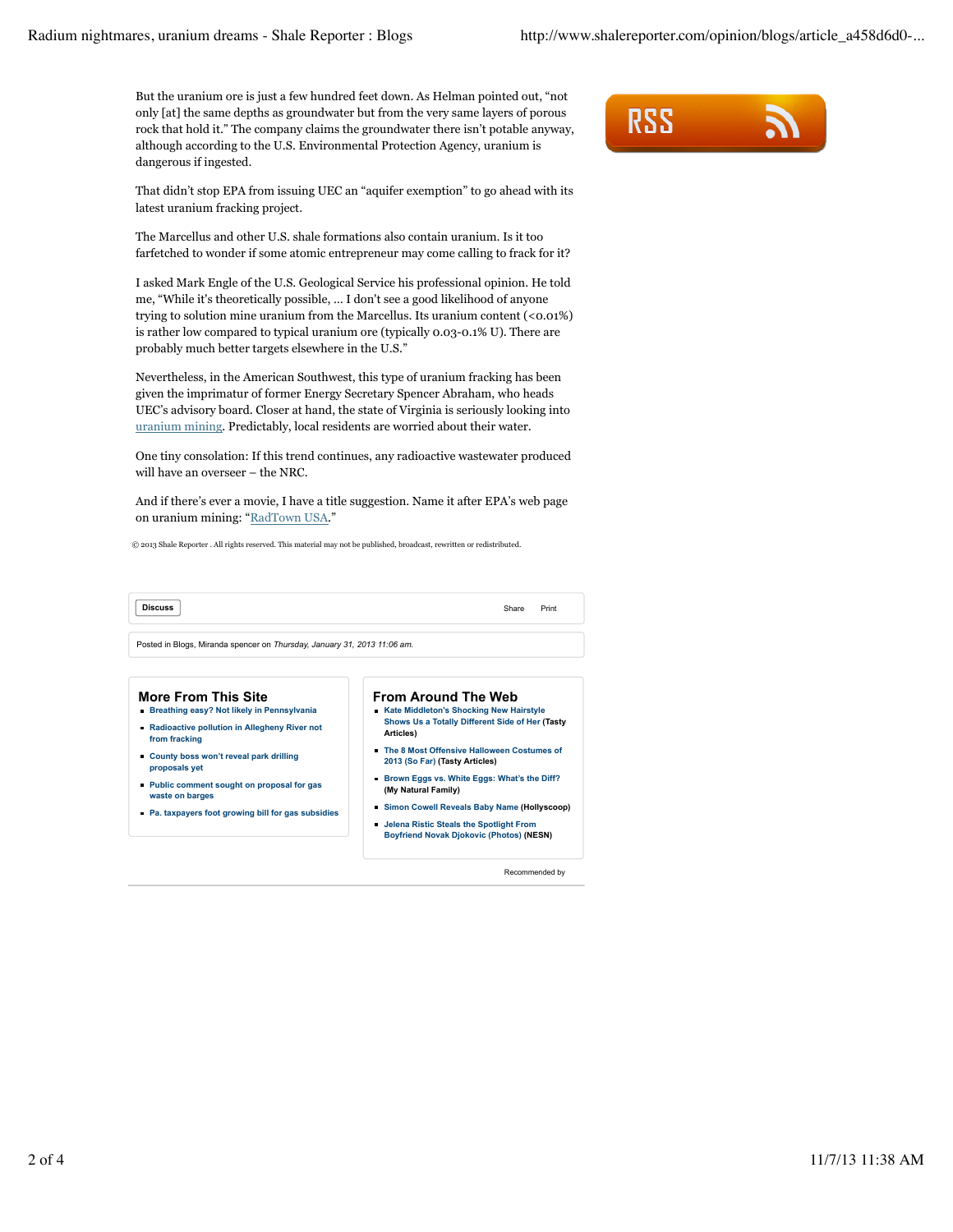But the uranium ore is just a few hundred feet down. As Helman pointed out, "not only [at] the same depths as groundwater but from the very same layers of porous rock that hold it." The company claims the groundwater there isn't potable anyway, although according to the U.S. Environmental Protection Agency, uranium is dangerous if ingested.

That didn't stop EPA from issuing UEC an "aquifer exemption" to go ahead with its latest uranium fracking project.

The Marcellus and other U.S. shale formations also contain uranium. Is it too farfetched to wonder if some atomic entrepreneur may come calling to frack for it?

I asked Mark Engle of the U.S. Geological Service his professional opinion. He told me, "While it's theoretically possible, ... I don't see a good likelihood of anyone trying to solution mine uranium from the Marcellus. Its uranium content (<0.01%) is rather low compared to typical uranium ore (typically 0.03-0.1% U). There are probably much better targets elsewhere in the U.S."

Nevertheless, in the American Southwest, this type of uranium fracking has been given the imprimatur of former Energy Secretary Spencer Abraham, who heads UEC's advisory board. Closer at hand, the state of Virginia is seriously looking into uranium mining. Predictably, local residents are worried about their water.

One tiny consolation: If this trend continues, any radioactive wastewater produced will have an overseer – the NRC.

And if there's ever a movie, I have a title suggestion. Name it after EPA's web page on uranium mining: "RadTown USA."

© 2013 Shale Reporter . All rights reserved. This material may not be published, broadcast, rewritten or redistributed.

Discuss | Share | Print

Posted in Blogs, Miranda spencer on *Thursday, January 31, 2013 11:06 am.*

## More From This Site

- **Breathing easy? Not likely in Pennsylvania**
- **Radioactive pollution in Allegheny River not from fracking**
- **County boss won't reveal park drilling proposals yet**
- **Public comment sought on proposal for gas waste on barges**
- **Pa. taxpayers foot growing bill for gas subsidies**

## From Around The Web

- **Kate Middleton's Shocking New Hairstyle Shows Us a Totally Different Side of Her** (Tasty Articles)
- **The 8 Most Offensive Halloween Costumes of 2013 (So Far)** (Tasty Articles)
- **Brown Eggs vs. White Eggs: What's the Diff?** (My Natural Family)
- **Simon Cowell Reveals Baby Name** (Hollyscoop)
- **Jelena Ristic Steals the Spotlight From Boyfriend Novak Djokovic (Photos)** (NESN)

Recommended by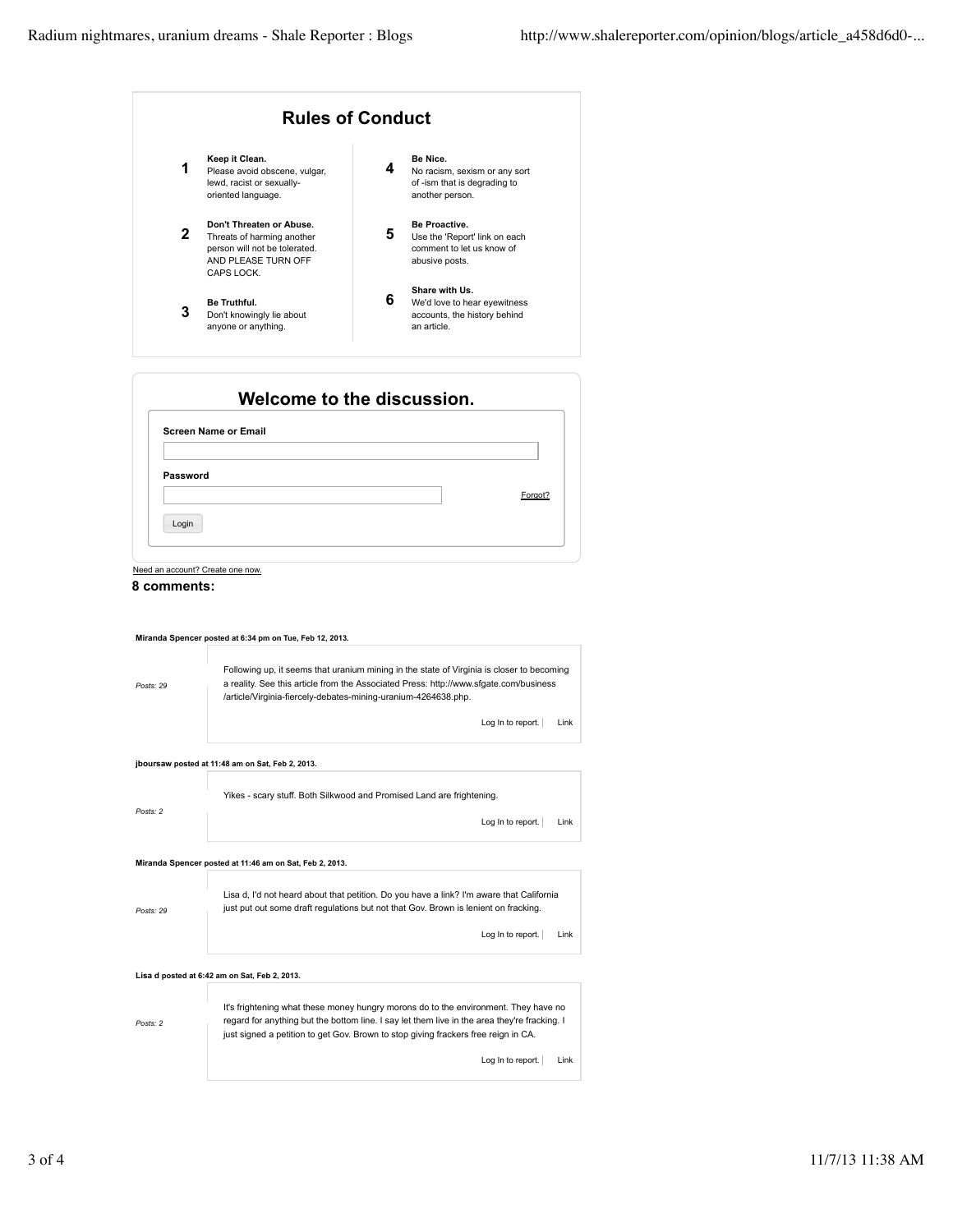## Rules of Conduct

1. **Keep it Clean.** Please avoid obscene, vulgar, lewd, racist or sexually-oriented language.
2. **Don't Threaten or Abuse.** Threats of harming another person will not be tolerated. AND PLEASE TURN OFF CAPS LOCK.
3. **Be Truthful.** Don't knowingly lie about anyone or anything.
4. **Be Nice.** No racism, sexism or any sort of -ism that is degrading to another person.
5. **Be Proactive.** Use the 'Report' link on each comment to let us know of abusive posts.
6. **Share with Us.** We'd love to hear eyewitness accounts, the history behind an article.

## Welcome to the discussion.

**Screen Name or Email**

**Password**

Forgot?

Login

Need an account? Create one now.

**8 comments:**

**Miranda Spencer posted at 6:34 pm on Tue, Feb 12, 2013.**

*Posts: 29*

Following up, it seems that uranium mining in the state of Virginia is closer to becoming a reality. See this article from the Associated Press: http://www.sfgate.com/business/article/Virginia-fiercely-debates-mining-uranium-4264638.php.

Log In to report. | Link

**jboursaw posted at 11:48 am on Sat, Feb 2, 2013.**

*Posts: 2*

Yikes - scary stuff. Both Silkwood and Promised Land are frightening.

Log In to report. | Link

**Miranda Spencer posted at 11:46 am on Sat, Feb 2, 2013.**

*Posts: 29*

Lisa d, I'd not heard about that petition. Do you have a link? I'm aware that California just put out some draft regulations but not that Gov. Brown is lenient on fracking.

Log In to report. | Link

**Lisa d posted at 6:42 am on Sat, Feb 2, 2013.**

*Posts: 2*

It's frightening what these money hungry morons do to the environment. They have no regard for anything but the bottom line. I say let them live in the area they're fracking. I just signed a petition to get Gov. Brown to stop giving frackers free reign in CA.

Log In to report. | Link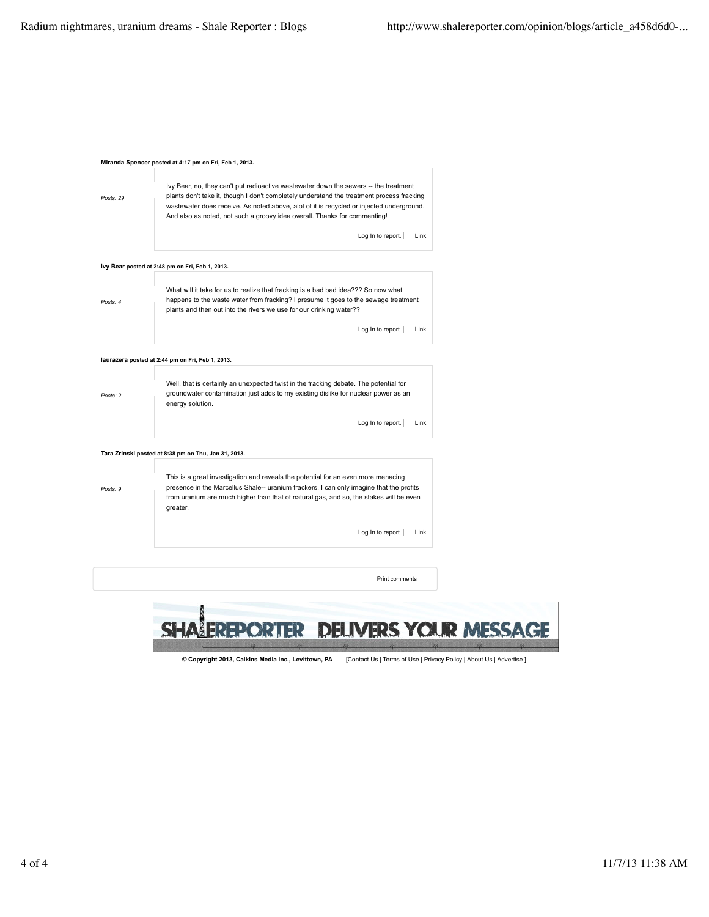**Miranda Spencer posted at 4:17 pm on Fri, Feb 1, 2013.**

*Posts: 29*

Ivy Bear, no, they can't put radioactive wastewater down the sewers -- the treatment plants don't take it, though I don't completely understand the treatment process fracking wastewater does receive. As noted above, alot of it is recycled or injected underground. And also as noted, not such a groovy idea overall. Thanks for commenting!

Log In to report. | Link

**Ivy Bear posted at 2:48 pm on Fri, Feb 1, 2013.**

*Posts: 4*

What will it take for us to realize that fracking is a bad bad idea??? So now what happens to the waste water from fracking? I presume it goes to the sewage treatment plants and then out into the rivers we use for our drinking water??

Log In to report. | Link

**laurazera posted at 2:44 pm on Fri, Feb 1, 2013.**

*Posts: 2*

Well, that is certainly an unexpected twist in the fracking debate. The potential for groundwater contamination just adds to my existing dislike for nuclear power as an energy solution.

Log In to report. | Link

**Tara Zrinski posted at 8:38 pm on Thu, Jan 31, 2013.**

*Posts: 9*

This is a great investigation and reveals the potential for an even more menacing presence in the Marcellus Shale-- uranium frackers. I can only imagine that the profits from uranium are much higher than that of natural gas, and so, the stakes will be even greater.

Log In to report. | Link

Print comments

SHALEREPORTER DELIVERS YOUR MESSAGE

**© Copyright 2013, Calkins Media Inc., Levittown, PA**. [Contact Us | Terms of Use | Privacy Policy | About Us | Advertise ]